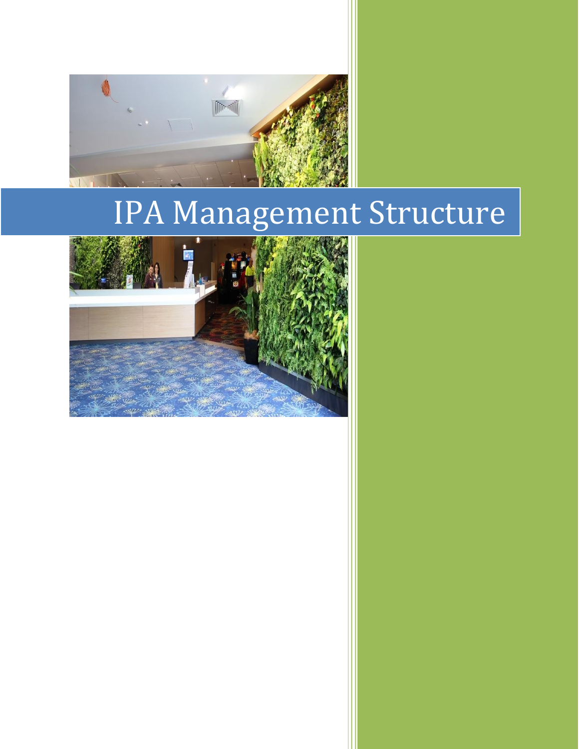# IPA Management Structure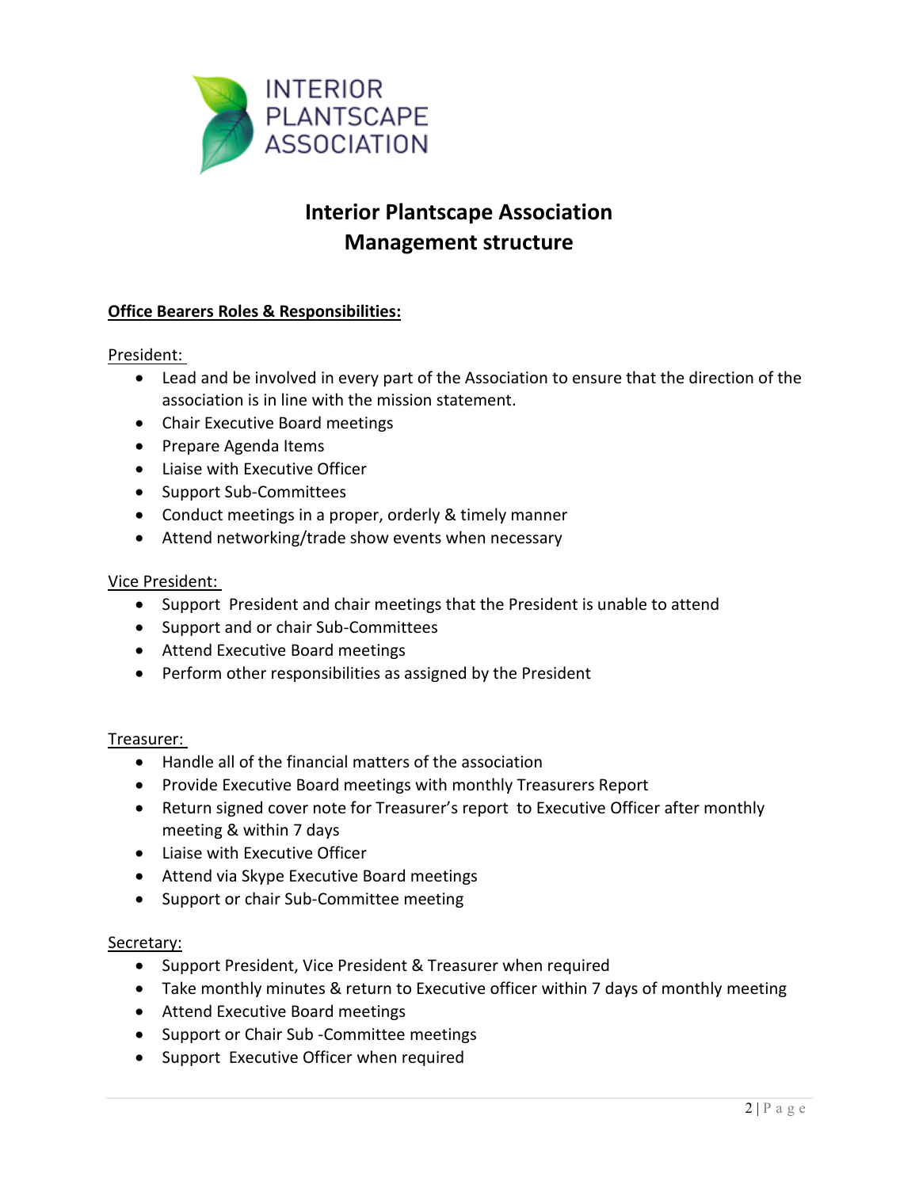INTERIOR PLANTSCAPE ASSOCIATION

# Interior Plantscape Association
# Management structure

**Office Bearers Roles & Responsibilities:**

President:

- Lead and be involved in every part of the Association to ensure that the direction of the association is in line with the mission statement.
- Chair Executive Board meetings
- Prepare Agenda Items
- Liaise with Executive Officer
- Support Sub-Committees
- Conduct meetings in a proper, orderly & timely manner
- Attend networking/trade show events when necessary

Vice President:

- Support President and chair meetings that the President is unable to attend
- Support and or chair Sub-Committees
- Attend Executive Board meetings
- Perform other responsibilities as assigned by the President

Treasurer:

- Handle all of the financial matters of the association
- Provide Executive Board meetings with monthly Treasurers Report
- Return signed cover note for Treasurer's report to Executive Officer after monthly meeting & within 7 days
- Liaise with Executive Officer
- Attend via Skype Executive Board meetings
- Support or chair Sub-Committee meeting

Secretary:

- Support President, Vice President & Treasurer when required
- Take monthly minutes & return to Executive officer within 7 days of monthly meeting
- Attend Executive Board meetings
- Support or Chair Sub -Committee meetings
- Support Executive Officer when required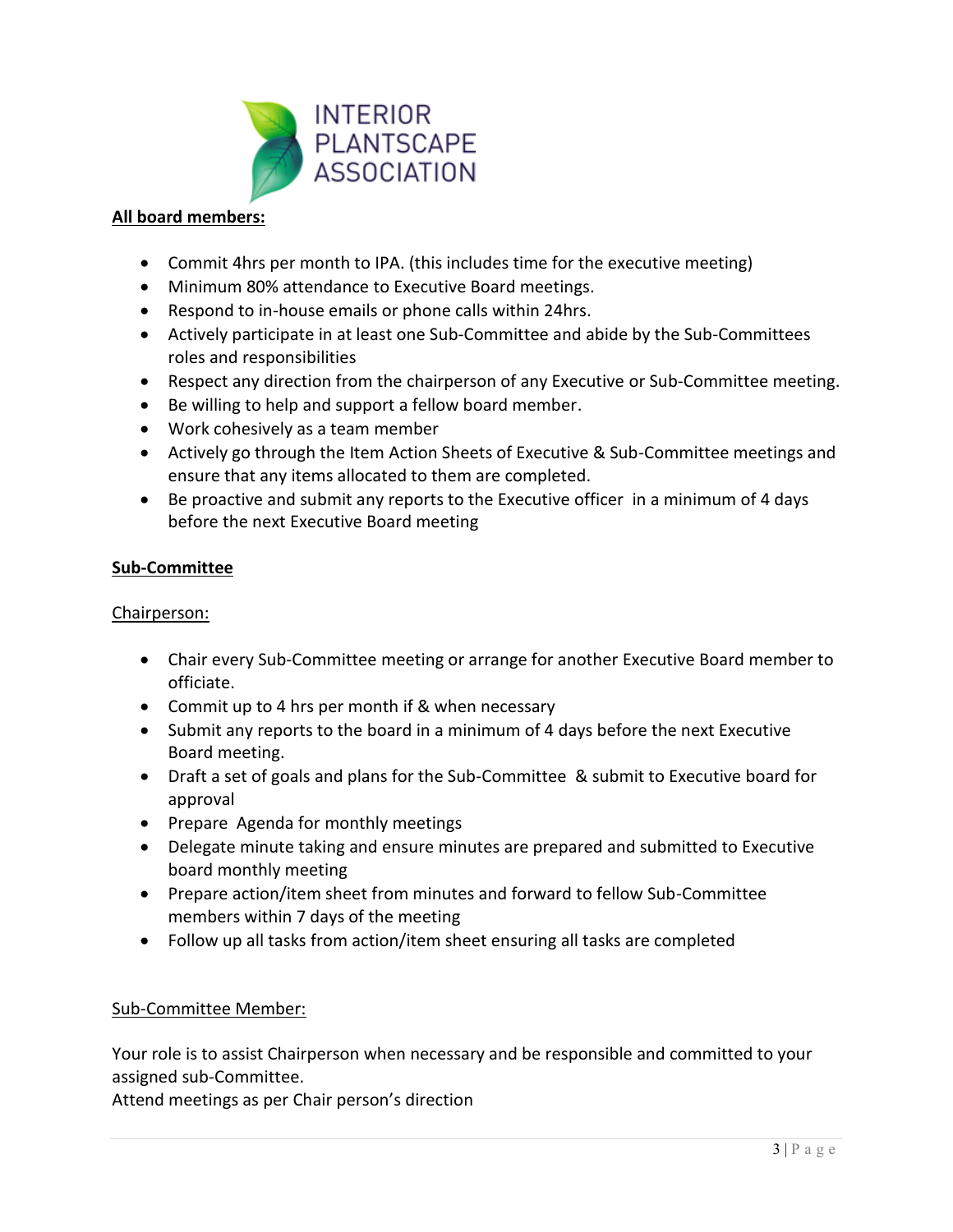**All board members:**

- Commit 4hrs per month to IPA. (this includes time for the executive meeting)
- Minimum 80% attendance to Executive Board meetings.
- Respond to in-house emails or phone calls within 24hrs.
- Actively participate in at least one Sub-Committee and abide by the Sub-Committees roles and responsibilities
- Respect any direction from the chairperson of any Executive or Sub-Committee meeting.
- Be willing to help and support a fellow board member.
- Work cohesively as a team member
- Actively go through the Item Action Sheets of Executive & Sub-Committee meetings and ensure that any items allocated to them are completed.
- Be proactive and submit any reports to the Executive officer in a minimum of 4 days before the next Executive Board meeting

**Sub-Committee**

Chairperson:

- Chair every Sub-Committee meeting or arrange for another Executive Board member to officiate.
- Commit up to 4 hrs per month if & when necessary
- Submit any reports to the board in a minimum of 4 days before the next Executive Board meeting.
- Draft a set of goals and plans for the Sub-Committee & submit to Executive board for approval
- Prepare Agenda for monthly meetings
- Delegate minute taking and ensure minutes are prepared and submitted to Executive board monthly meeting
- Prepare action/item sheet from minutes and forward to fellow Sub-Committee members within 7 days of the meeting
- Follow up all tasks from action/item sheet ensuring all tasks are completed

Sub-Committee Member:

Your role is to assist Chairperson when necessary and be responsible and committed to your assigned sub-Committee.
Attend meetings as per Chair person's direction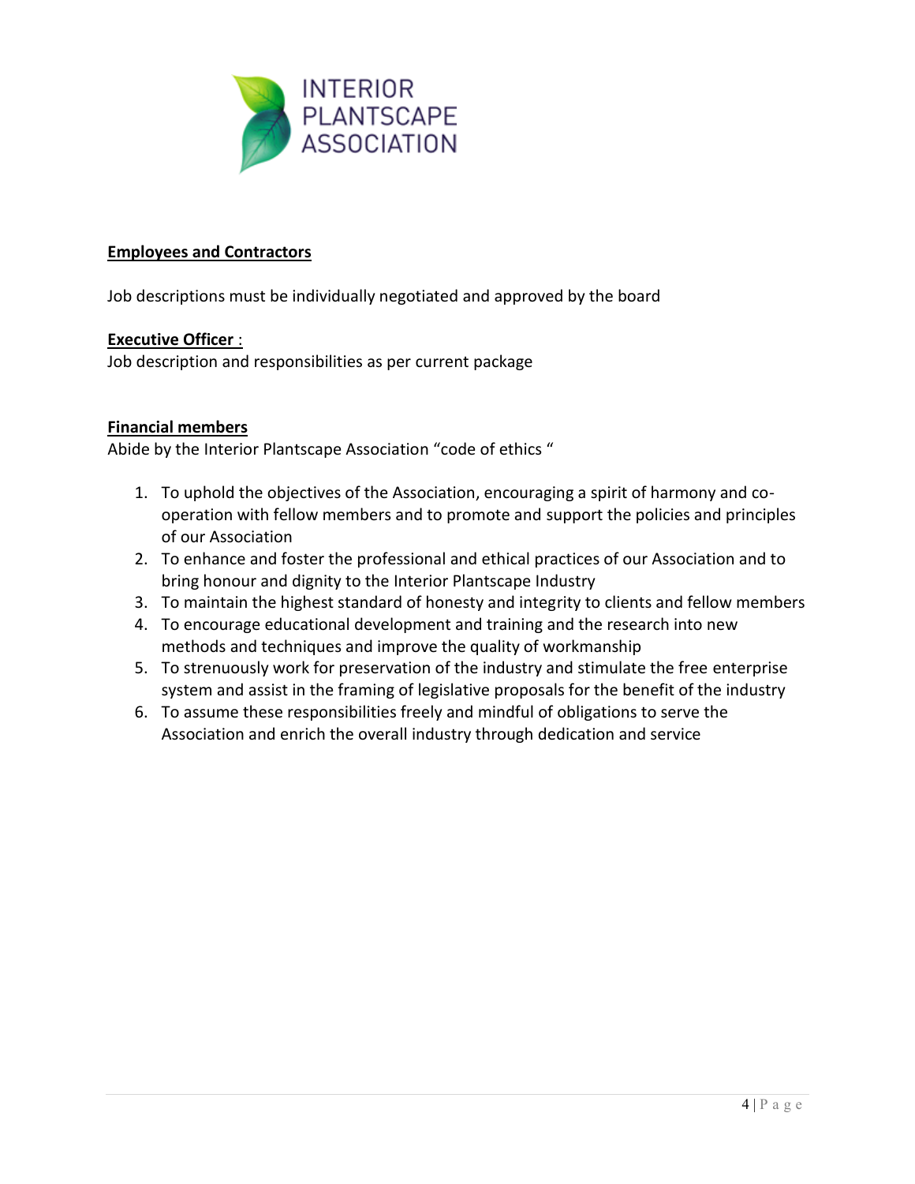INTERIOR PLANTSCAPE ASSOCIATION

**Employees and Contractors**

Job descriptions must be individually negotiated and approved by the board

**Executive Officer** :
Job description and responsibilities as per current package

**Financial members**
Abide by the Interior Plantscape Association "code of ethics "

1. To uphold the objectives of the Association, encouraging a spirit of harmony and co-operation with fellow members and to promote and support the policies and principles of our Association
2. To enhance and foster the professional and ethical practices of our Association and to bring honour and dignity to the Interior Plantscape Industry
3. To maintain the highest standard of honesty and integrity to clients and fellow members
4. To encourage educational development and training and the research into new methods and techniques and improve the quality of workmanship
5. To strenuously work for preservation of the industry and stimulate the free enterprise system and assist in the framing of legislative proposals for the benefit of the industry
6. To assume these responsibilities freely and mindful of obligations to serve the Association and enrich the overall industry through dedication and service